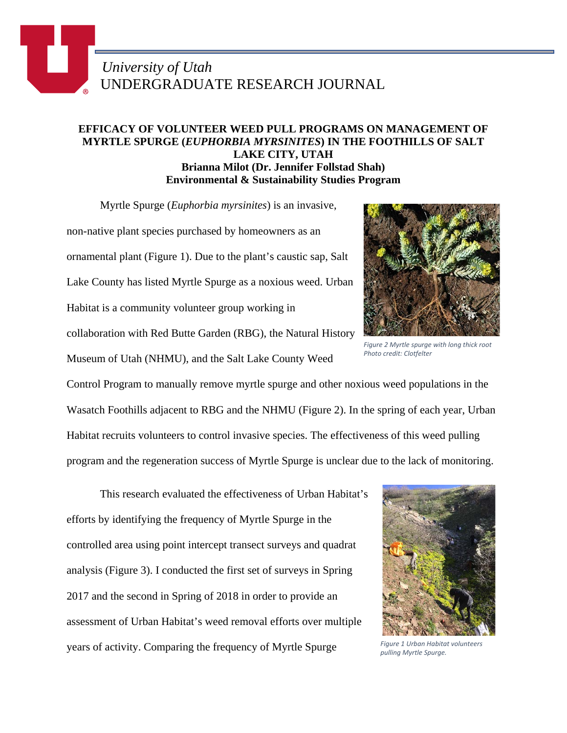University of Utah
UNDERGRADUATE RESEARCH JOURNAL

# EFFICACY OF VOLUNTEER WEED PULL PROGRAMS ON MANAGEMENT OF MYRTLE SPURGE (*EUPHORBIA MYRSINITES*) IN THE FOOTHILLS OF SALT LAKE CITY, UTAH

**Brianna Milot (Dr. Jennifer Follstad Shah)**
**Environmental & Sustainability Studies Program**

Myrtle Spurge (*Euphorbia myrsinites*) is an invasive, non-native plant species purchased by homeowners as an ornamental plant (Figure 1). Due to the plant's caustic sap, Salt Lake County has listed Myrtle Spurge as a noxious weed. Urban Habitat is a community volunteer group working in collaboration with Red Butte Garden (RBG), the Natural History Museum of Utah (NHMU), and the Salt Lake County Weed Control Program to manually remove myrtle spurge and other noxious weed populations in the Wasatch Foothills adjacent to RBG and the NHMU (Figure 2). In the spring of each year, Urban Habitat recruits volunteers to control invasive species. The effectiveness of this weed pulling program and the regeneration success of Myrtle Spurge is unclear due to the lack of monitoring.

*Figure 2 Myrtle spurge with long thick root*
*Photo credit: Clotfelter*

This research evaluated the effectiveness of Urban Habitat's efforts by identifying the frequency of Myrtle Spurge in the controlled area using point intercept transect surveys and quadrat analysis (Figure 3). I conducted the first set of surveys in Spring 2017 and the second in Spring of 2018 in order to provide an assessment of Urban Habitat's weed removal efforts over multiple years of activity. Comparing the frequency of Myrtle Spurge

*Figure 1 Urban Habitat volunteers pulling Myrtle Spurge.*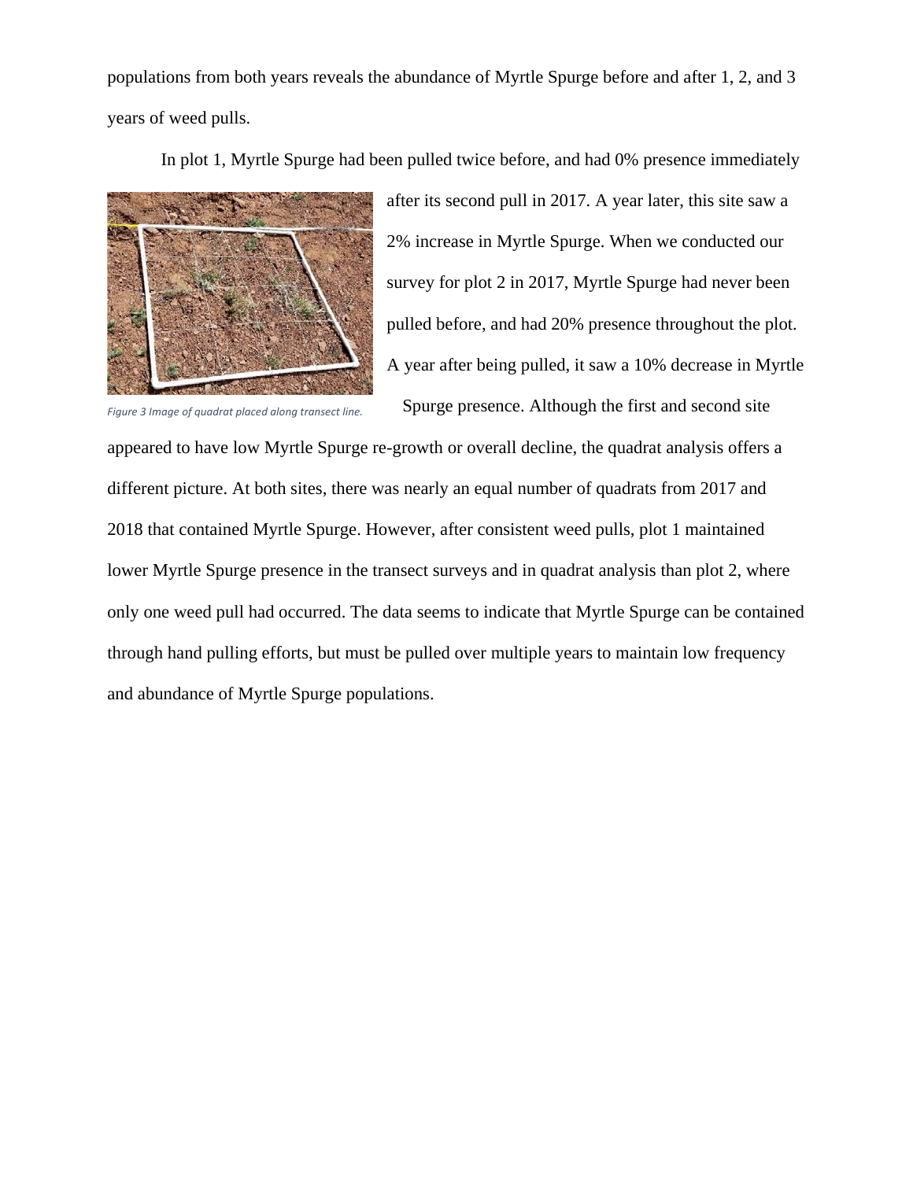populations from both years reveals the abundance of Myrtle Spurge before and after 1, 2, and 3 years of weed pulls.

In plot 1, Myrtle Spurge had been pulled twice before, and had 0% presence immediately after its second pull in 2017. A year later, this site saw a 2% increase in Myrtle Spurge. When we conducted our survey for plot 2 in 2017, Myrtle Spurge had never been pulled before, and had 20% presence throughout the plot. A year after being pulled, it saw a 10% decrease in Myrtle Spurge presence. Although the first and second site appeared to have low Myrtle Spurge re-growth or overall decline, the quadrat analysis offers a different picture. At both sites, there was nearly an equal number of quadrats from 2017 and 2018 that contained Myrtle Spurge. However, after consistent weed pulls, plot 1 maintained lower Myrtle Spurge presence in the transect surveys and in quadrat analysis than plot 2, where only one weed pull had occurred. The data seems to indicate that Myrtle Spurge can be contained through hand pulling efforts, but must be pulled over multiple years to maintain low frequency and abundance of Myrtle Spurge populations.

*Figure 3 Image of quadrat placed along transect line.*